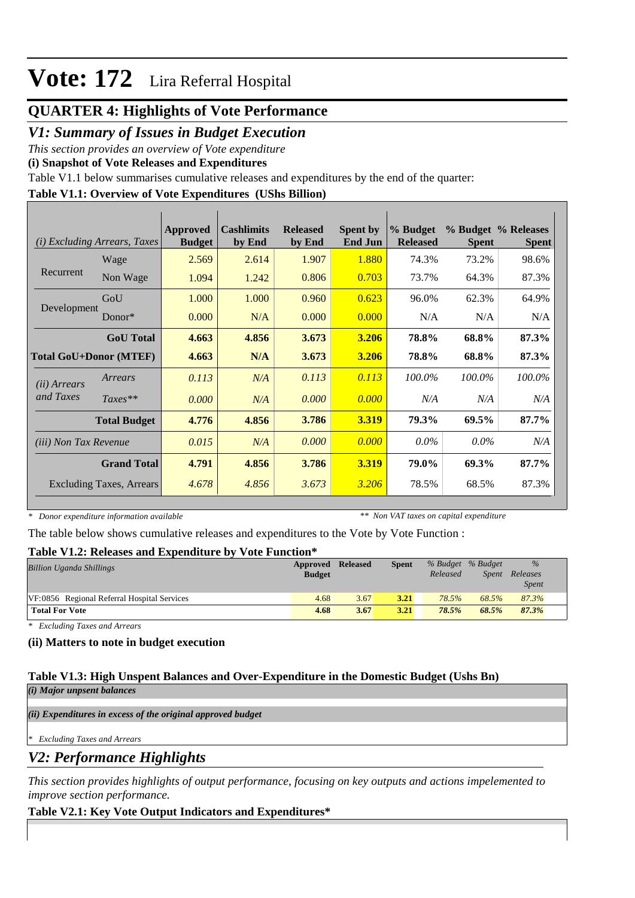# Vote: 172 Lira Referral Hospital

## QUARTER 4: Highlights of Vote Performance

## *V1: Summary of Issues in Budget Execution*

*This section provides an overview of Vote expenditure*

**(i) Snapshot of Vote Releases and Expenditures**

Table V1.1 below summarises cumulative releases and expenditures by the end of the quarter:

**Table V1.1: Overview of Vote Expenditures (UShs Billion)**

| *(i) Excluding Arrears, Taxes* | | Approved Budget | Cashlimits by End | Released by End | Spent by End Jun | % Budget Released | % Budget Spent | % Releases Spent |
|---|---|---|---|---|---|---|---|---|
| Recurrent | Wage | 2.569 | 2.614 | 1.907 | 1.880 | 74.3% | 73.2% | 98.6% |
| | Non Wage | 1.094 | 1.242 | 0.806 | 0.703 | 73.7% | 64.3% | 87.3% |
| Development | GoU | 1.000 | 1.000 | 0.960 | 0.623 | 96.0% | 62.3% | 64.9% |
| | Donor* | 0.000 | N/A | 0.000 | 0.000 | N/A | N/A | N/A |
| | **GoU Total** | **4.663** | **4.856** | **3.673** | **3.206** | **78.8%** | **68.8%** | **87.3%** |
| **Total GoU+Donor (MTEF)** | | **4.663** | **N/A** | **3.673** | **3.206** | **78.8%** | **68.8%** | **87.3%** |
| *(ii) Arrears and Taxes* | *Arrears* | *0.113* | *N/A* | *0.113* | *0.113* | *100.0%* | *100.0%* | *100.0%* |
| | *Taxes*** | *0.000* | *N/A* | *0.000* | *0.000* | *N/A* | *N/A* | *N/A* |
| | **Total Budget** | **4.776** | **4.856** | **3.786** | **3.319** | **79.3%** | **69.5%** | **87.7%** |
| *(iii) Non Tax Revenue* | | *0.015* | *N/A* | *0.000* | *0.000* | *0.0%* | *0.0%* | *N/A* |
| | **Grand Total** | **4.791** | **4.856** | **3.786** | **3.319** | **79.0%** | **69.3%** | **87.7%** |
| Excluding Taxes, Arrears | | *4.678* | *4.856* | *3.673* | *3.206* | 78.5% | 68.5% | 87.3% |

*\* Donor expenditure information available* *\*\* Non VAT taxes on capital expenditure*

The table below shows cumulative releases and expenditures to the Vote by Vote Function :

**Table V1.2: Releases and Expenditure by Vote Function***

| *Billion Uganda Shillings* | Approved Budget | Released | Spent | *% Budget Released* | *% Budget Spent* | *% Releases Spent* |
|---|---|---|---|---|---|---|
| VF:0856 Regional Referral Hospital Services | 4.68 | 3.67 | 3.21 | *78.5%* | *68.5%* | *87.3%* |
| **Total For Vote** | **4.68** | **3.67** | **3.21** | ***78.5%*** | ***68.5%*** | ***87.3%*** |

*\* Excluding Taxes and Arrears*

**(ii) Matters to note in budget execution**

**Table V1.3: High Unspent Balances and Over-Expenditure in the Domestic Budget (Ushs Bn)**

***(i) Major unpsent balances***

***(ii) Expenditures in excess of the original approved budget***

*\* Excluding Taxes and Arrears*

## *V2: Performance Highlights*

*This section provides highlights of output performance, focusing on key outputs and actions impelemented to improve section performance.*

**Table V2.1: Key Vote Output Indicators and Expenditures***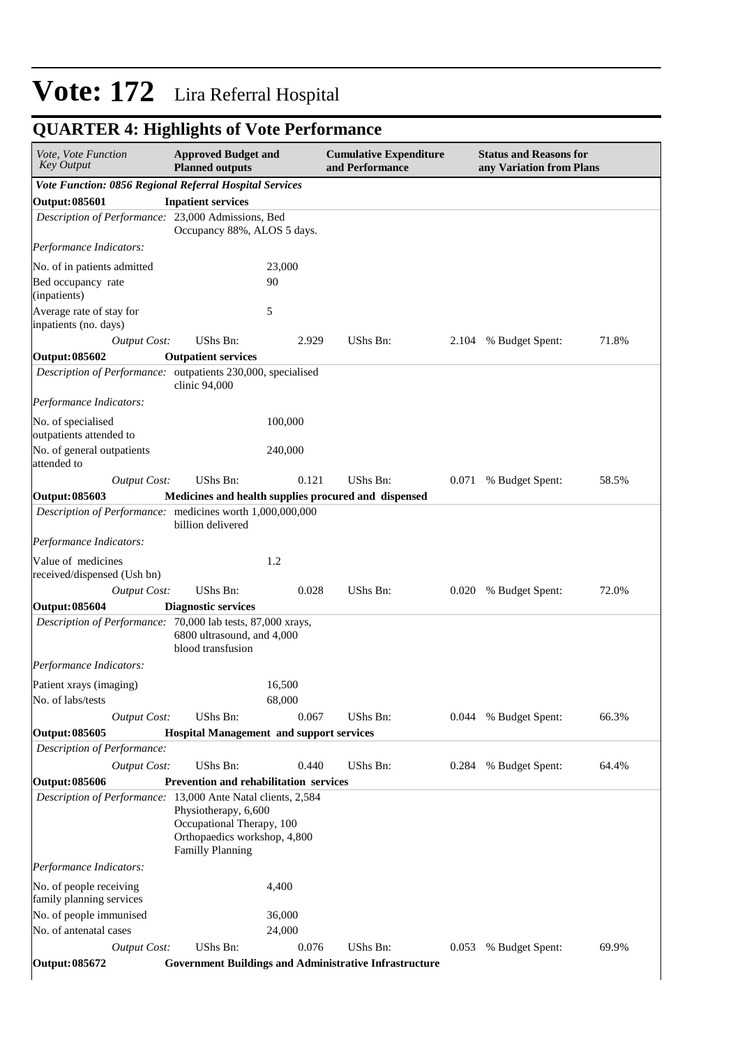# Vote: 172 Lira Referral Hospital

## QUARTER 4: Highlights of Vote Performance

| *Vote, Vote Function Key Output* | **Approved Budget and Planned outputs** | | **Cumulative Expenditure and Performance** | | **Status and Reasons for any Variation from Plans** | |
|---|---|---|---|---|---|---|
| ***Vote Function: 0856 Regional Referral Hospital Services*** | | | | | | |
| **Output: 085601** | **Inpatient services** | | | | | |
| *Description of Performance:* | 23,000 Admissions, Bed Occupancy 88%, ALOS 5 days. | | | | | |
| *Performance Indicators:* | | | | | | |
| No. of in patients admitted | | 23,000 | | | | |
| Bed occupancy rate (inpatients) | | 90 | | | | |
| Average rate of stay for inpatients (no. days) | | 5 | | | | |
| *Output Cost:* | UShs Bn: | 2.929 | UShs Bn: | 2.104 | % Budget Spent: | 71.8% |
| **Output: 085602** | **Outpatient services** | | | | | |
| *Description of Performance:* | outpatients 230,000, specialised clinic 94,000 | | | | | |
| *Performance Indicators:* | | | | | | |
| No. of specialised outpatients attended to | | 100,000 | | | | |
| No. of general outpatients attended to | | 240,000 | | | | |
| *Output Cost:* | UShs Bn: | 0.121 | UShs Bn: | 0.071 | % Budget Spent: | 58.5% |
| **Output: 085603** | **Medicines and health supplies procured and dispensed** | | | | | |
| *Description of Performance:* | medicines worth 1,000,000,000 billion delivered | | | | | |
| *Performance Indicators:* | | | | | | |
| Value of medicines received/dispensed (Ush bn) | | 1.2 | | | | |
| *Output Cost:* | UShs Bn: | 0.028 | UShs Bn: | 0.020 | % Budget Spent: | 72.0% |
| **Output: 085604** | **Diagnostic services** | | | | | |
| *Description of Performance:* | 70,000 lab tests, 87,000 xrays, 6800 ultrasound, and 4,000 blood transfusion | | | | | |
| *Performance Indicators:* | | | | | | |
| Patient xrays (imaging) | | 16,500 | | | | |
| No. of labs/tests | | 68,000 | | | | |
| *Output Cost:* | UShs Bn: | 0.067 | UShs Bn: | 0.044 | % Budget Spent: | 66.3% |
| **Output: 085605** | **Hospital Management and support services** | | | | | |
| *Description of Performance:* | | | | | | |
| *Output Cost:* | UShs Bn: | 0.440 | UShs Bn: | 0.284 | % Budget Spent: | 64.4% |
| **Output: 085606** | **Prevention and rehabilitation services** | | | | | |
| *Description of Performance:* | 13,000 Ante Natal clients, 2,584 Physiotherapy, 6,600 Occupational Therapy, 100 Orthopaedics workshop, 4,800 Familly Planning | | | | | |
| *Performance Indicators:* | | | | | | |
| No. of people receiving family planning services | | 4,400 | | | | |
| No. of people immunised | | 36,000 | | | | |
| No. of antenatal cases | | 24,000 | | | | |
| *Output Cost:* | UShs Bn: | 0.076 | UShs Bn: | 0.053 | % Budget Spent: | 69.9% |
| **Output: 085672** | **Government Buildings and Administrative Infrastructure** | | | | | |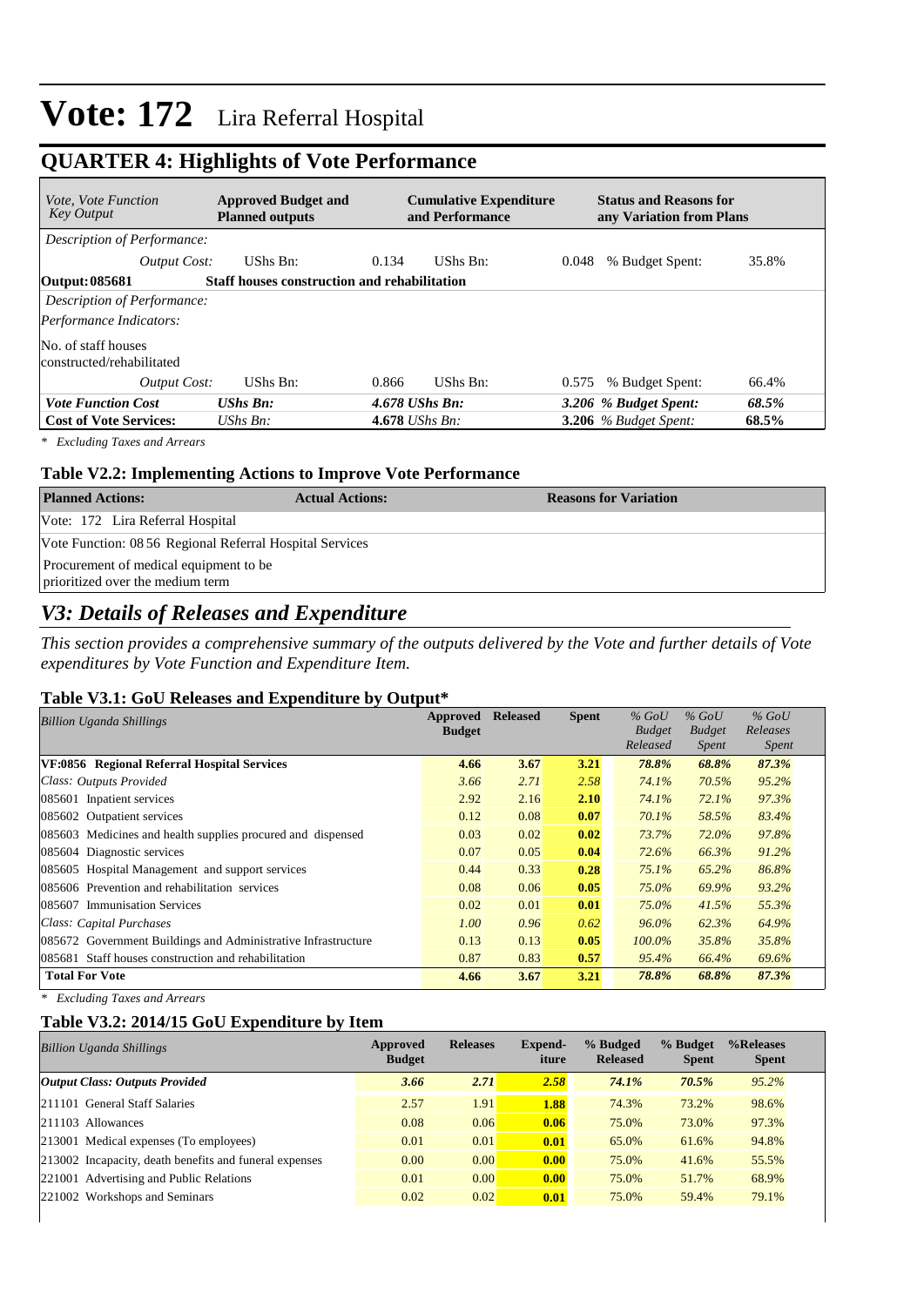# Vote: 172 Lira Referral Hospital

## QUARTER 4: Highlights of Vote Performance

| *Vote, Vote Function Key Output* | **Approved Budget and Planned outputs** | | **Cumulative Expenditure and Performance** | | **Status and Reasons for any Variation from Plans** | |
|---|---|---|---|---|---|---|
| *Description of Performance:* | | | | | | |
| *Output Cost:* | UShs Bn: | 0.134 | UShs Bn: | 0.048 | % Budget Spent: | 35.8% |
| **Output: 085681** | **Staff houses construction and rehabilitation** | | | | | |
| *Description of Performance:* | | | | | | |
| *Performance Indicators:* | | | | | | |
| No. of staff houses constructed/rehabilitated | | | | | | |
| *Output Cost:* | UShs Bn: | 0.866 | UShs Bn: | 0.575 | % Budget Spent: | 66.4% |
| ***Vote Function Cost*** | ***UShs Bn:*** | ***4.678 UShs Bn:*** | | ***3.206 % Budget Spent:*** | | ***68.5%*** |
| **Cost of Vote Services:** | *UShs Bn:* | **4.678** *UShs Bn:* | | **3.206** *% Budget Spent:* | | **68.5%** |

*\* Excluding Taxes and Arrears*

### Table V2.2: Implementing Actions to Improve Vote Performance

| Planned Actions: | Actual Actions: | Reasons for Variation |
|---|---|---|
| Vote: 172 Lira Referral Hospital | | |
| Vote Function: 08 56 Regional Referral Hospital Services | | |
| Procurement of medical equipment to be prioritized over the medium term | | |

## *V3: Details of Releases and Expenditure*

*This section provides a comprehensive summary of the outputs delivered by the Vote and further details of Vote expenditures by Vote Function and Expenditure Item.*

### Table V3.1: GoU Releases and Expenditure by Output*

| *Billion Uganda Shillings* | Approved Budget | Released | Spent | *% GoU Budget Released* | *% GoU Budget Spent* | *% GoU Releases Spent* |
|---|---|---|---|---|---|---|
| **VF:0856 Regional Referral Hospital Services** | **4.66** | **3.67** | **3.21** | ***78.8%*** | ***68.8%*** | ***87.3%*** |
| *Class: Outputs Provided* | *3.66* | *2.71* | *2.58* | *74.1%* | *70.5%* | *95.2%* |
| 085601 Inpatient services | 2.92 | 2.16 | **2.10** | *74.1%* | *72.1%* | *97.3%* |
| 085602 Outpatient services | 0.12 | 0.08 | **0.07** | *70.1%* | *58.5%* | *83.4%* |
| 085603 Medicines and health supplies procured and dispensed | 0.03 | 0.02 | **0.02** | *73.7%* | *72.0%* | *97.8%* |
| 085604 Diagnostic services | 0.07 | 0.05 | **0.04** | *72.6%* | *66.3%* | *91.2%* |
| 085605 Hospital Management and support services | 0.44 | 0.33 | **0.28** | *75.1%* | *65.2%* | *86.8%* |
| 085606 Prevention and rehabilitation services | 0.08 | 0.06 | **0.05** | *75.0%* | *69.9%* | *93.2%* |
| 085607 Immunisation Services | 0.02 | 0.01 | **0.01** | *75.0%* | *41.5%* | *55.3%* |
| *Class: Capital Purchases* | *1.00* | *0.96* | *0.62* | *96.0%* | *62.3%* | *64.9%* |
| 085672 Government Buildings and Administrative Infrastructure | 0.13 | 0.13 | **0.05** | *100.0%* | *35.8%* | *35.8%* |
| 085681 Staff houses construction and rehabilitation | 0.87 | 0.83 | **0.57** | *95.4%* | *66.4%* | *69.6%* |
| **Total For Vote** | **4.66** | **3.67** | **3.21** | ***78.8%*** | ***68.8%*** | ***87.3%*** |

*\* Excluding Taxes and Arrears*

### Table V3.2: 2014/15 GoU Expenditure by Item

| *Billion Uganda Shillings* | Approved Budget | Releases | Expend-iture | % Budged Released | % Budget Spent | %Releases Spent |
|---|---|---|---|---|---|---|
| ***Output Class: Outputs Provided*** | ***3.66*** | ***2.71*** | ***2.58*** | ***74.1%*** | ***70.5%*** | *95.2%* |
| 211101 General Staff Salaries | 2.57 | 1.91 | **1.88** | 74.3% | 73.2% | 98.6% |
| 211103 Allowances | 0.08 | 0.06 | **0.06** | 75.0% | 73.0% | 97.3% |
| 213001 Medical expenses (To employees) | 0.01 | 0.01 | **0.01** | 65.0% | 61.6% | 94.8% |
| 213002 Incapacity, death benefits and funeral expenses | 0.00 | 0.00 | **0.00** | 75.0% | 41.6% | 55.5% |
| 221001 Advertising and Public Relations | 0.01 | 0.00 | **0.00** | 75.0% | 51.7% | 68.9% |
| 221002 Workshops and Seminars | 0.02 | 0.02 | **0.01** | 75.0% | 59.4% | 79.1% |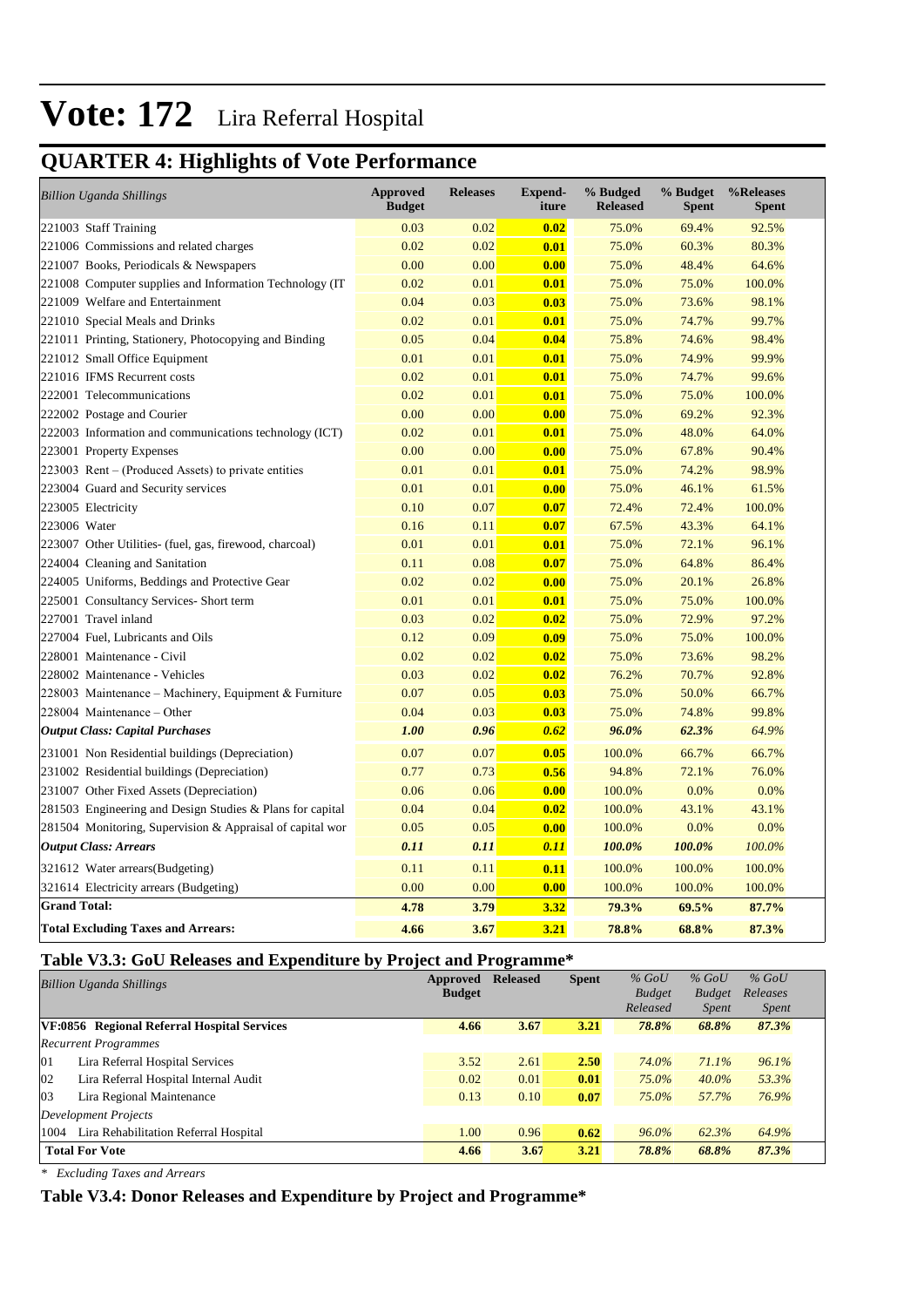# Vote: 172 Lira Referral Hospital

## QUARTER 4: Highlights of Vote Performance

| *Billion Uganda Shillings* | Approved Budget | Releases | Expend-iture | % Budged Released | % Budget Spent | %Releases Spent |
|---|---|---|---|---|---|---|
| 221003 Staff Training | 0.03 | 0.02 | **0.02** | 75.0% | 69.4% | 92.5% |
| 221006 Commissions and related charges | 0.02 | 0.02 | **0.01** | 75.0% | 60.3% | 80.3% |
| 221007 Books, Periodicals & Newspapers | 0.00 | 0.00 | **0.00** | 75.0% | 48.4% | 64.6% |
| 221008 Computer supplies and Information Technology (IT | 0.02 | 0.01 | **0.01** | 75.0% | 75.0% | 100.0% |
| 221009 Welfare and Entertainment | 0.04 | 0.03 | **0.03** | 75.0% | 73.6% | 98.1% |
| 221010 Special Meals and Drinks | 0.02 | 0.01 | **0.01** | 75.0% | 74.7% | 99.7% |
| 221011 Printing, Stationery, Photocopying and Binding | 0.05 | 0.04 | **0.04** | 75.8% | 74.6% | 98.4% |
| 221012 Small Office Equipment | 0.01 | 0.01 | **0.01** | 75.0% | 74.9% | 99.9% |
| 221016 IFMS Recurrent costs | 0.02 | 0.01 | **0.01** | 75.0% | 74.7% | 99.6% |
| 222001 Telecommunications | 0.02 | 0.01 | **0.01** | 75.0% | 75.0% | 100.0% |
| 222002 Postage and Courier | 0.00 | 0.00 | **0.00** | 75.0% | 69.2% | 92.3% |
| 222003 Information and communications technology (ICT) | 0.02 | 0.01 | **0.01** | 75.0% | 48.0% | 64.0% |
| 223001 Property Expenses | 0.00 | 0.00 | **0.00** | 75.0% | 67.8% | 90.4% |
| 223003 Rent – (Produced Assets) to private entities | 0.01 | 0.01 | **0.01** | 75.0% | 74.2% | 98.9% |
| 223004 Guard and Security services | 0.01 | 0.01 | **0.00** | 75.0% | 46.1% | 61.5% |
| 223005 Electricity | 0.10 | 0.07 | **0.07** | 72.4% | 72.4% | 100.0% |
| 223006 Water | 0.16 | 0.11 | **0.07** | 67.5% | 43.3% | 64.1% |
| 223007 Other Utilities- (fuel, gas, firewood, charcoal) | 0.01 | 0.01 | **0.01** | 75.0% | 72.1% | 96.1% |
| 224004 Cleaning and Sanitation | 0.11 | 0.08 | **0.07** | 75.0% | 64.8% | 86.4% |
| 224005 Uniforms, Beddings and Protective Gear | 0.02 | 0.02 | **0.00** | 75.0% | 20.1% | 26.8% |
| 225001 Consultancy Services- Short term | 0.01 | 0.01 | **0.01** | 75.0% | 75.0% | 100.0% |
| 227001 Travel inland | 0.03 | 0.02 | **0.02** | 75.0% | 72.9% | 97.2% |
| 227004 Fuel, Lubricants and Oils | 0.12 | 0.09 | **0.09** | 75.0% | 75.0% | 100.0% |
| 228001 Maintenance - Civil | 0.02 | 0.02 | **0.02** | 75.0% | 73.6% | 98.2% |
| 228002 Maintenance - Vehicles | 0.03 | 0.02 | **0.02** | 76.2% | 70.7% | 92.8% |
| 228003 Maintenance – Machinery, Equipment & Furniture | 0.07 | 0.05 | **0.03** | 75.0% | 50.0% | 66.7% |
| 228004 Maintenance – Other | 0.04 | 0.03 | **0.03** | 75.0% | 74.8% | 99.8% |
| ***Output Class: Capital Purchases*** | ***1.00*** | ***0.96*** | ***0.62*** | ***96.0%*** | ***62.3%*** | *64.9%* |
| 231001 Non Residential buildings (Depreciation) | 0.07 | 0.07 | **0.05** | 100.0% | 66.7% | 66.7% |
| 231002 Residential buildings (Depreciation) | 0.77 | 0.73 | **0.56** | 94.8% | 72.1% | 76.0% |
| 231007 Other Fixed Assets (Depreciation) | 0.06 | 0.06 | **0.00** | 100.0% | 0.0% | 0.0% |
| 281503 Engineering and Design Studies & Plans for capital | 0.04 | 0.04 | **0.02** | 100.0% | 43.1% | 43.1% |
| 281504 Monitoring, Supervision & Appraisal of capital wor | 0.05 | 0.05 | **0.00** | 100.0% | 0.0% | 0.0% |
| ***Output Class: Arrears*** | ***0.11*** | ***0.11*** | ***0.11*** | ***100.0%*** | ***100.0%*** | *100.0%* |
| 321612 Water arrears(Budgeting) | 0.11 | 0.11 | **0.11** | 100.0% | 100.0% | 100.0% |
| 321614 Electricity arrears (Budgeting) | 0.00 | 0.00 | **0.00** | 100.0% | 100.0% | 100.0% |
| **Grand Total:** | **4.78** | **3.79** | **3.32** | **79.3%** | **69.5%** | **87.7%** |
| **Total Excluding Taxes and Arrears:** | **4.66** | **3.67** | **3.21** | **78.8%** | **68.8%** | **87.3%** |

### Table V3.3: GoU Releases and Expenditure by Project and Programme*

| *Billion Uganda Shillings* | Approved Budget | Released | Spent | *% GoU Budget Released* | *% GoU Budget Spent* | *% GoU Releases Spent* |
|---|---|---|---|---|---|---|
| **VF:0856 Regional Referral Hospital Services** | **4.66** | **3.67** | **3.21** | ***78.8%*** | ***68.8%*** | ***87.3%*** |
| *Recurrent Programmes* | | | | | | |
| 01 Lira Referral Hospital Services | 3.52 | 2.61 | **2.50** | *74.0%* | *71.1%* | *96.1%* |
| 02 Lira Referral Hospital Internal Audit | 0.02 | 0.01 | **0.01** | *75.0%* | *40.0%* | *53.3%* |
| 03 Lira Regional Maintenance | 0.13 | 0.10 | **0.07** | *75.0%* | *57.7%* | *76.9%* |
| *Development Projects* | | | | | | |
| 1004 Lira Rehabilitation Referral Hospital | 1.00 | 0.96 | **0.62** | *96.0%* | *62.3%* | *64.9%* |
| **Total For Vote** | **4.66** | **3.67** | **3.21** | ***78.8%*** | ***68.8%*** | ***87.3%*** |

*\* Excluding Taxes and Arrears*

### Table V3.4: Donor Releases and Expenditure by Project and Programme*